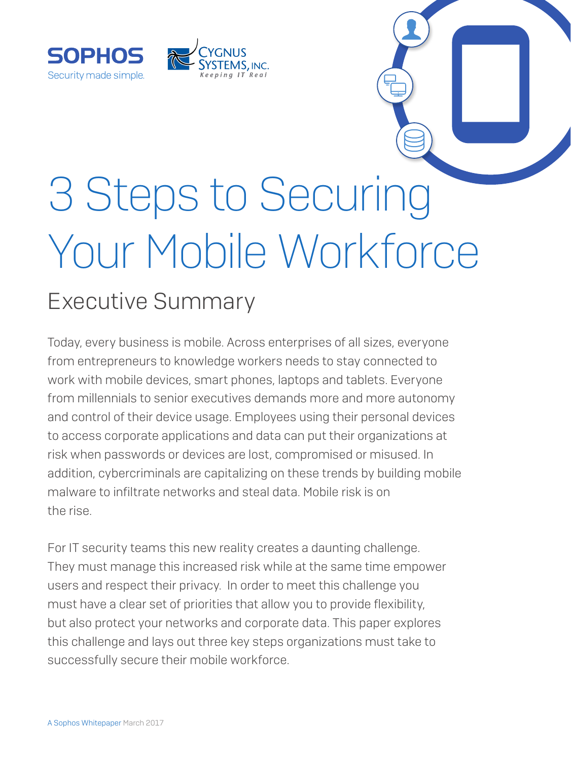SOPHOS
Security made simple.

CYGNUS SYSTEMS, INC.
*Keeping IT Real*

# 3 Steps to Securing Your Mobile Workforce

## Executive Summary

Today, every business is mobile. Across enterprises of all sizes, everyone from entrepreneurs to knowledge workers needs to stay connected to work with mobile devices, smart phones, laptops and tablets. Everyone from millennials to senior executives demands more and more autonomy and control of their device usage. Employees using their personal devices to access corporate applications and data can put their organizations at risk when passwords or devices are lost, compromised or misused. In addition, cybercriminals are capitalizing on these trends by building mobile malware to infiltrate networks and steal data. Mobile risk is on the rise.

For IT security teams this new reality creates a daunting challenge. They must manage this increased risk while at the same time empower users and respect their privacy. In order to meet this challenge you must have a clear set of priorities that allow you to provide flexibility, but also protect your networks and corporate data. This paper explores this challenge and lays out three key steps organizations must take to successfully secure their mobile workforce.

A Sophos Whitepaper March 2017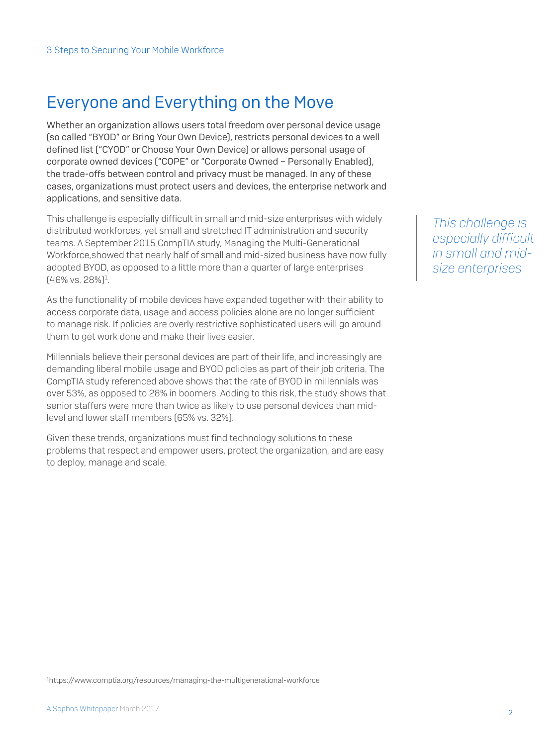## Everyone and Everything on the Move

Whether an organization allows users total freedom over personal device usage (so called "BYOD" or Bring Your Own Device), restricts personal devices to a well defined list ("CYOD" or Choose Your Own Device) or allows personal usage of corporate owned devices ("COPE" or "Corporate Owned – Personally Enabled), the trade-offs between control and privacy must be managed. In any of these cases, organizations must protect users and devices, the enterprise network and applications, and sensitive data.

This challenge is especially difficult in small and mid-size enterprises with widely distributed workforces, yet small and stretched IT administration and security teams. A September 2015 CompTIA study, Managing the Multi-Generational Workforce,showed that nearly half of small and mid-sized business have now fully adopted BYOD, as opposed to a little more than a quarter of large enterprises (46% vs. 28%)[1].

*This challenge is especially difficult in small and mid-size enterprises*

As the functionality of mobile devices have expanded together with their ability to access corporate data, usage and access policies alone are no longer sufficient to manage risk. If policies are overly restrictive sophisticated users will go around them to get work done and make their lives easier.

Millennials believe their personal devices are part of their life, and increasingly are demanding liberal mobile usage and BYOD policies as part of their job criteria. The CompTIA study referenced above shows that the rate of BYOD in millennials was over 53%, as opposed to 28% in boomers. Adding to this risk, the study shows that senior staffers were more than twice as likely to use personal devices than mid-level and lower staff members (65% vs. 32%).

Given these trends, organizations must find technology solutions to these problems that respect and empower users, protect the organization, and are easy to deploy, manage and scale.

[1]https://www.comptia.org/resources/managing-the-multigenerational-workforce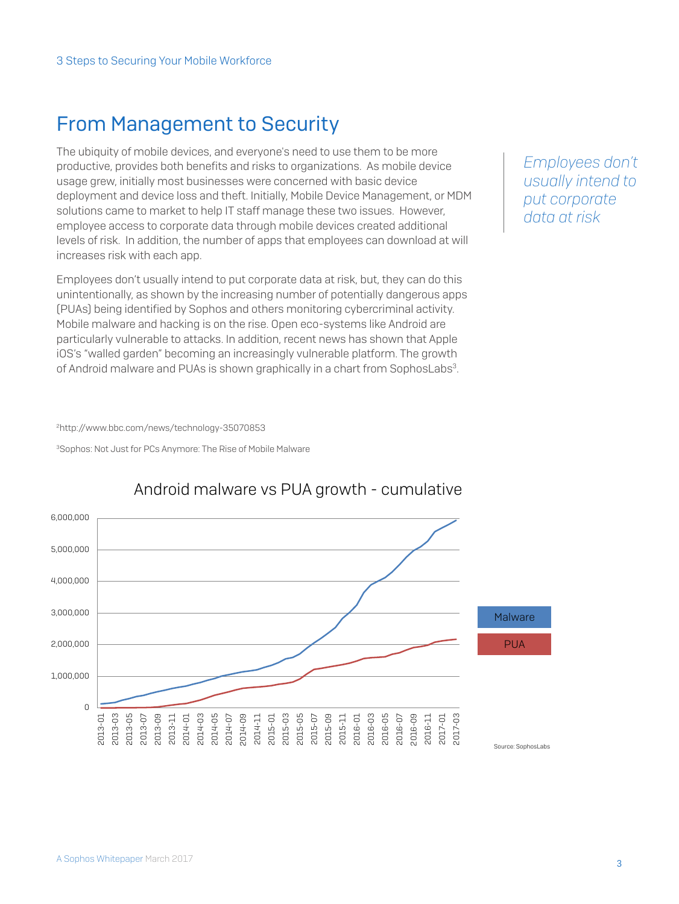## From Management to Security

The ubiquity of mobile devices, and everyone's need to use them to be more productive, provides both benefits and risks to organizations. As mobile device usage grew, initially most businesses were concerned with basic device deployment and device loss and theft. Initially, Mobile Device Management, or MDM solutions came to market to help IT staff manage these two issues. However, employee access to corporate data through mobile devices created additional levels of risk. In addition, the number of apps that employees can download at will increases risk with each app.

*Employees don't usually intend to put corporate data at risk*

Employees don't usually intend to put corporate data at risk, but, they can do this unintentionally, as shown by the increasing number of potentially dangerous apps (PUAs) being identified by Sophos and others monitoring cybercriminal activity. Mobile malware and hacking is on the rise. Open eco-systems like Android are particularly vulnerable to attacks. In addition, recent news has shown that Apple iOS's "walled garden" becoming an increasingly vulnerable platform. The growth of Android malware and PUAs is shown graphically in a chart from SophosLabs[3].

[2]http://www.bbc.com/news/technology-35070853

[3]Sophos: Not Just for PCs Anymore: The Rise of Mobile Malware

Android malware vs PUA growth - cumulative

Source: SophosLabs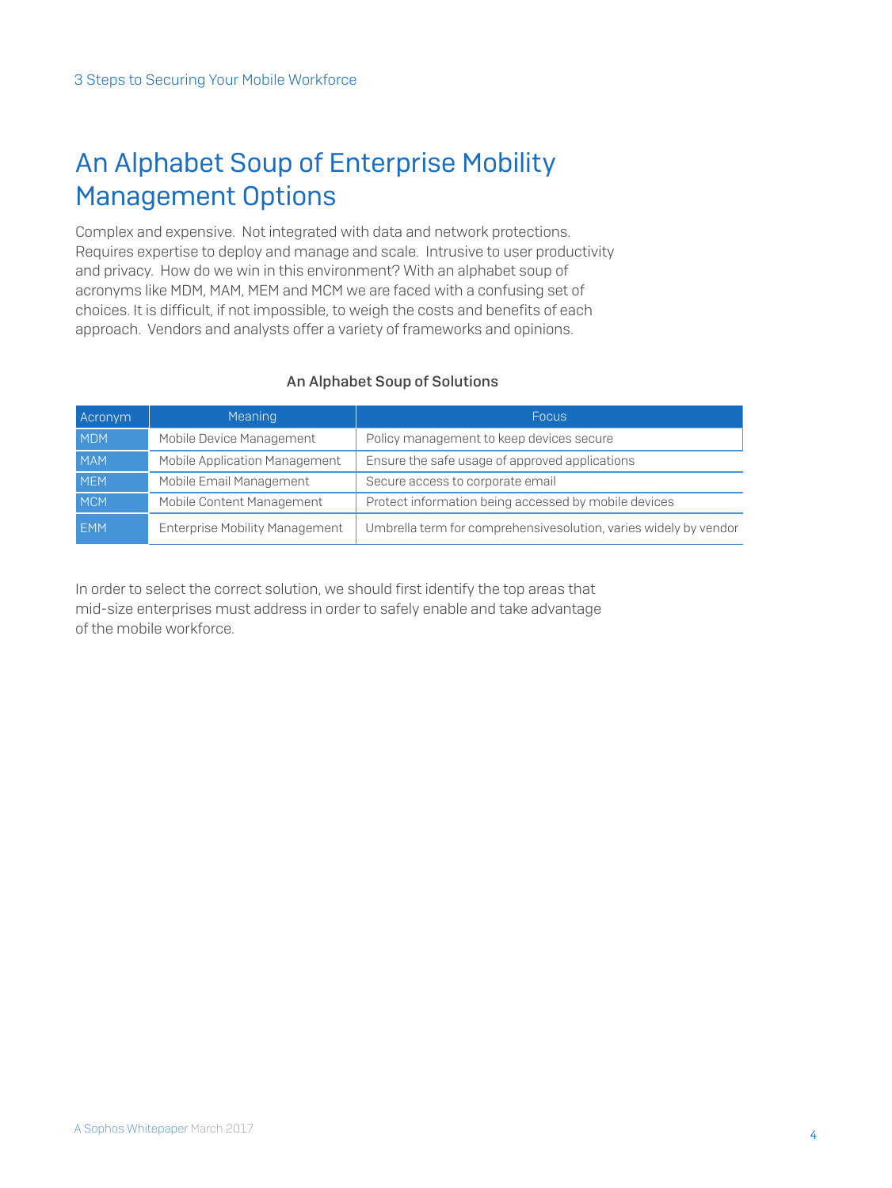# An Alphabet Soup of Enterprise Mobility Management Options

Complex and expensive. Not integrated with data and network protections. Requires expertise to deploy and manage and scale. Intrusive to user productivity and privacy. How do we win in this environment? With an alphabet soup of acronyms like MDM, MAM, MEM and MCM we are faced with a confusing set of choices. It is difficult, if not impossible, to weigh the costs and benefits of each approach. Vendors and analysts offer a variety of frameworks and opinions.

**An Alphabet Soup of Solutions**

| Acronym | Meaning | Focus |
|---|---|---|
| MDM | Mobile Device Management | Policy management to keep devices secure |
| MAM | Mobile Application Management | Ensure the safe usage of approved applications |
| MEM | Mobile Email Management | Secure access to corporate email |
| MCM | Mobile Content Management | Protect information being accessed by mobile devices |
| EMM | Enterprise Mobility Management | Umbrella term for comprehensivesolution, varies widely by vendor |

In order to select the correct solution, we should first identify the top areas that mid-size enterprises must address in order to safely enable and take advantage of the mobile workforce.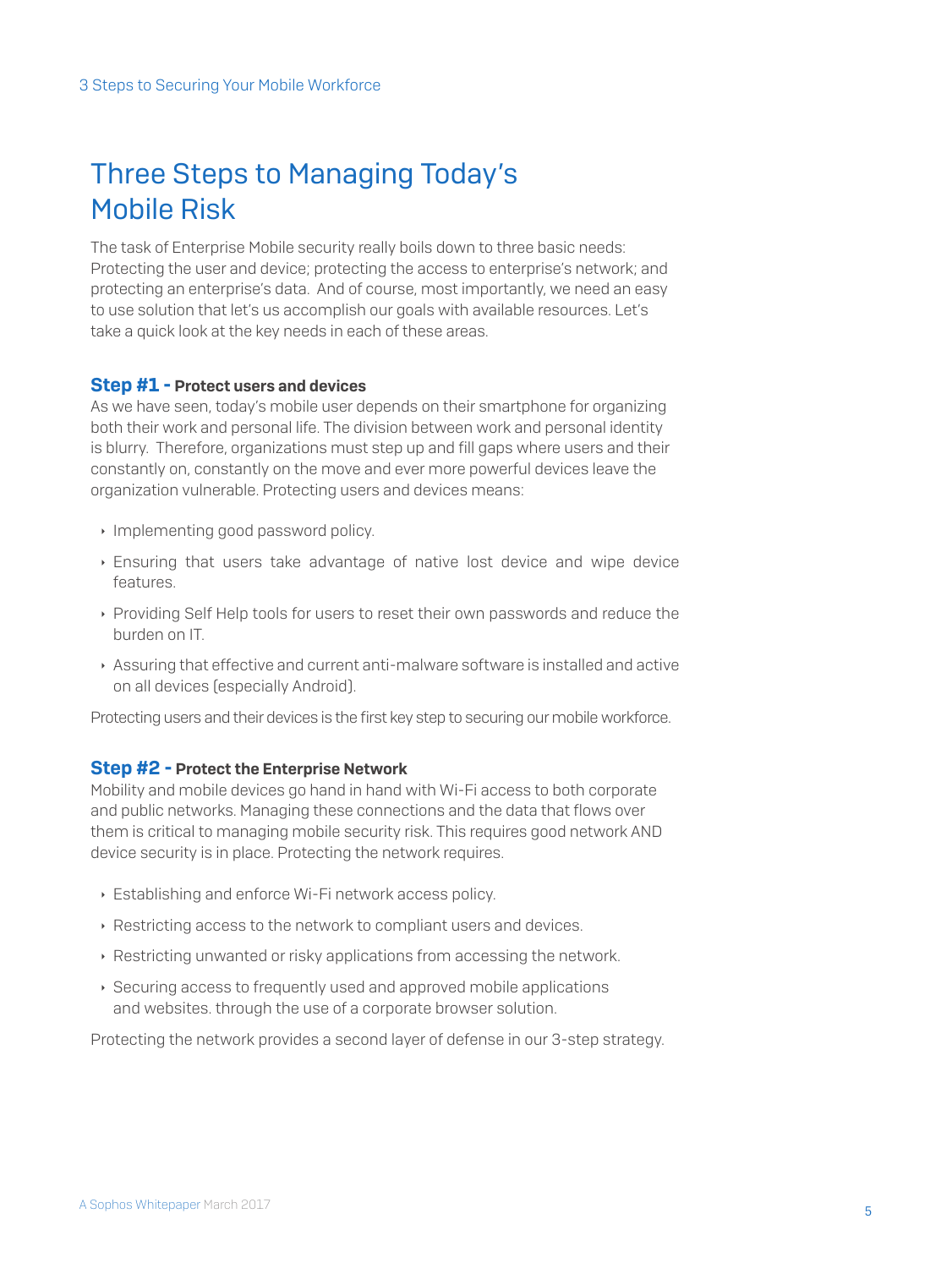# Three Steps to Managing Today's Mobile Risk

The task of Enterprise Mobile security really boils down to three basic needs: Protecting the user and device; protecting the access to enterprise's network; and protecting an enterprise's data. And of course, most importantly, we need an easy to use solution that let's us accomplish our goals with available resources. Let's take a quick look at the key needs in each of these areas.

### Step #1 - Protect users and devices

As we have seen, today's mobile user depends on their smartphone for organizing both their work and personal life. The division between work and personal identity is blurry. Therefore, organizations must step up and fill gaps where users and their constantly on, constantly on the move and ever more powerful devices leave the organization vulnerable. Protecting users and devices means:

- Implementing good password policy.
- Ensuring that users take advantage of native lost device and wipe device features.
- Providing Self Help tools for users to reset their own passwords and reduce the burden on IT.
- Assuring that effective and current anti-malware software is installed and active on all devices (especially Android).

Protecting users and their devices is the first key step to securing our mobile workforce.

### Step #2 - Protect the Enterprise Network

Mobility and mobile devices go hand in hand with Wi-Fi access to both corporate and public networks. Managing these connections and the data that flows over them is critical to managing mobile security risk. This requires good network AND device security is in place. Protecting the network requires.

- Establishing and enforce Wi-Fi network access policy.
- Restricting access to the network to compliant users and devices.
- Restricting unwanted or risky applications from accessing the network.
- Securing access to frequently used and approved mobile applications and websites. through the use of a corporate browser solution.

Protecting the network provides a second layer of defense in our 3-step strategy.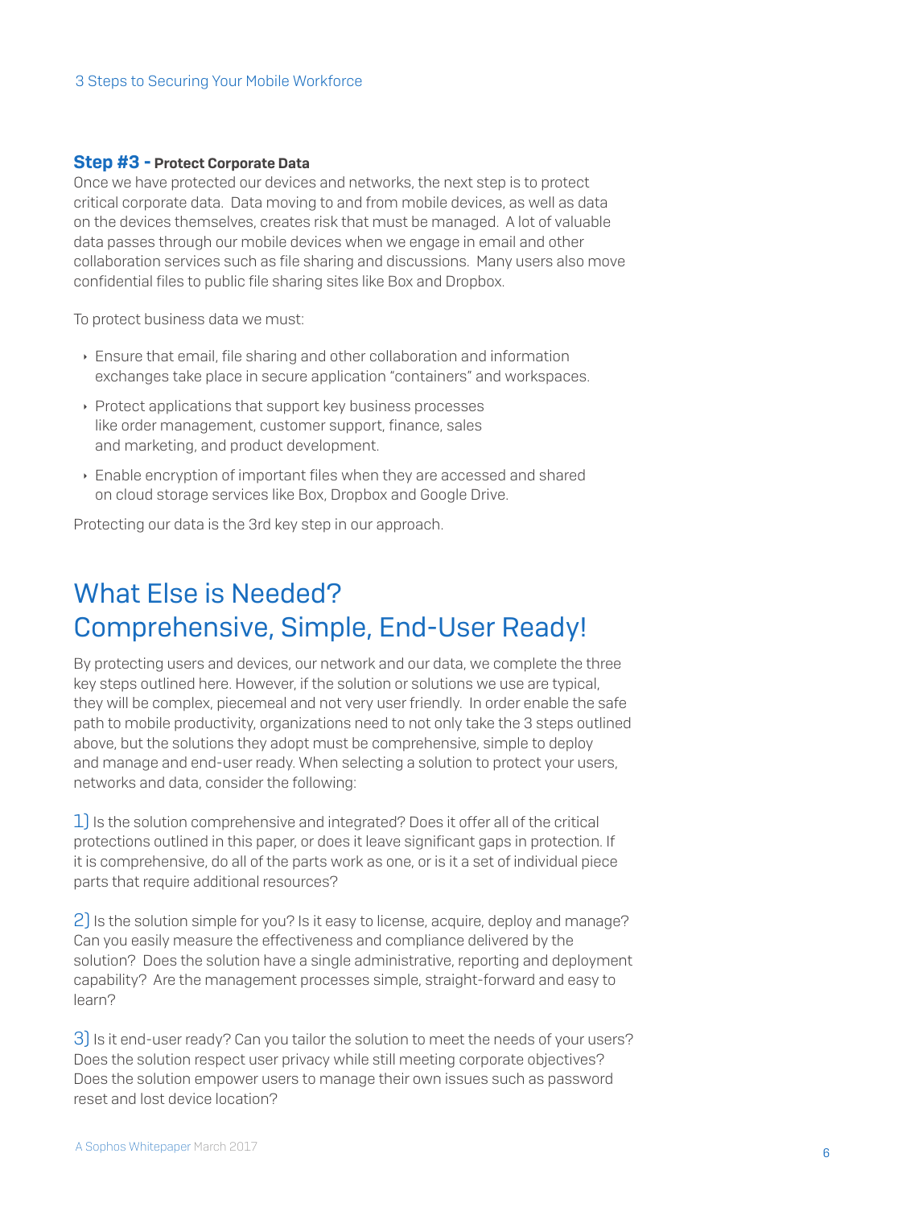### **Step #3 - Protect Corporate Data**

Once we have protected our devices and networks, the next step is to protect critical corporate data. Data moving to and from mobile devices, as well as data on the devices themselves, creates risk that must be managed. A lot of valuable data passes through our mobile devices when we engage in email and other collaboration services such as file sharing and discussions. Many users also move confidential files to public file sharing sites like Box and Dropbox.

To protect business data we must:

- Ensure that email, file sharing and other collaboration and information exchanges take place in secure application "containers" and workspaces.
- Protect applications that support key business processes like order management, customer support, finance, sales and marketing, and product development.
- Enable encryption of important files when they are accessed and shared on cloud storage services like Box, Dropbox and Google Drive.

Protecting our data is the 3rd key step in our approach.

## What Else is Needed? Comprehensive, Simple, End-User Ready!

By protecting users and devices, our network and our data, we complete the three key steps outlined here. However, if the solution or solutions we use are typical, they will be complex, piecemeal and not very user friendly. In order enable the safe path to mobile productivity, organizations need to not only take the 3 steps outlined above, but the solutions they adopt must be comprehensive, simple to deploy and manage and end-user ready. When selecting a solution to protect your users, networks and data, consider the following:

1) Is the solution comprehensive and integrated? Does it offer all of the critical protections outlined in this paper, or does it leave significant gaps in protection. If it is comprehensive, do all of the parts work as one, or is it a set of individual piece parts that require additional resources?

2) Is the solution simple for you? Is it easy to license, acquire, deploy and manage? Can you easily measure the effectiveness and compliance delivered by the solution? Does the solution have a single administrative, reporting and deployment capability? Are the management processes simple, straight-forward and easy to learn?

3) Is it end-user ready? Can you tailor the solution to meet the needs of your users? Does the solution respect user privacy while still meeting corporate objectives? Does the solution empower users to manage their own issues such as password reset and lost device location?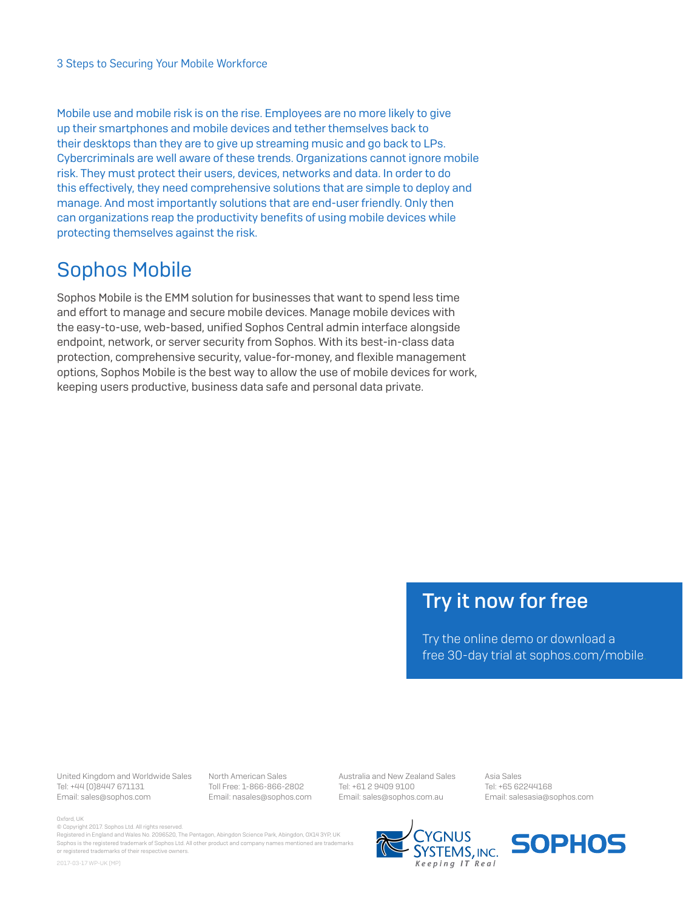Mobile use and mobile risk is on the rise. Employees are no more likely to give up their smartphones and mobile devices and tether themselves back to their desktops than they are to give up streaming music and go back to LPs. Cybercriminals are well aware of these trends. Organizations cannot ignore mobile risk. They must protect their users, devices, networks and data. In order to do this effectively, they need comprehensive solutions that are simple to deploy and manage. And most importantly solutions that are end-user friendly. Only then can organizations reap the productivity benefits of using mobile devices while protecting themselves against the risk.

## Sophos Mobile

Sophos Mobile is the EMM solution for businesses that want to spend less time and effort to manage and secure mobile devices. Manage mobile devices with the easy-to-use, web-based, unified Sophos Central admin interface alongside endpoint, network, or server security from Sophos. With its best-in-class data protection, comprehensive security, value-for-money, and flexible management options, Sophos Mobile is the best way to allow the use of mobile devices for work, keeping users productive, business data safe and personal data private.

## Try it now for free

Try the online demo or download a free 30-day trial at sophos.com/mobile.

United Kingdom and Worldwide Sales
Tel: +44 (0)8447 671131
Email: sales@sophos.com

North American Sales
Toll Free: 1-866-866-2802
Email: nasales@sophos.com

Australia and New Zealand Sales
Tel: +61 2 9409 9100
Email: sales@sophos.com.au

Asia Sales
Tel: +65 62244168
Email: salesasia@sophos.com

Oxford, UK
© Copyright 2017. Sophos Ltd. All rights reserved.
Registered in England and Wales No. 2096520, The Pentagon, Abingdon Science Park, Abingdon, OX14 3YP, UK
Sophos is the registered trademark of Sophos Ltd. All other product and company names mentioned are trademarks or registered trademarks of their respective owners.

2017-03-17 WP-UK (MP)

Cygnus Systems, Inc. Keeping IT Real

SOPHOS